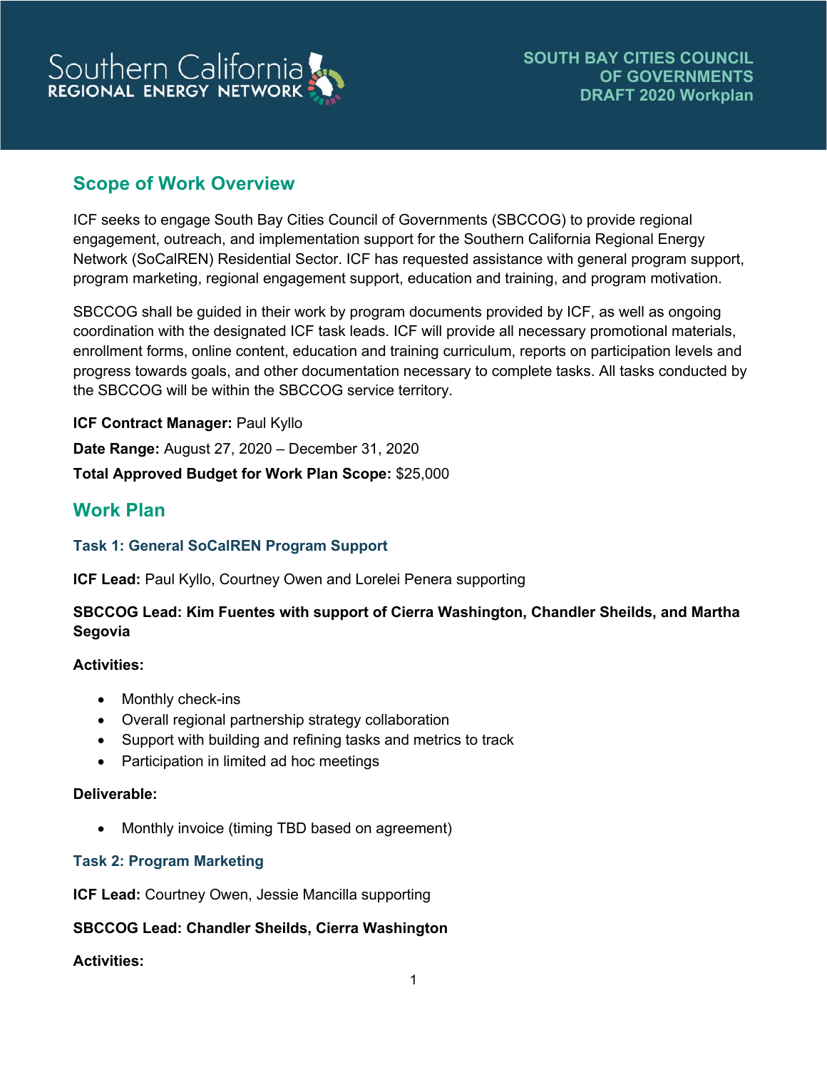Southern California REGIONAL ENERGY NETWORK

**SOUTH BAY CITIES COUNCIL OF GOVERNMENTS DRAFT 2020 Workplan**

## Scope of Work Overview

ICF seeks to engage South Bay Cities Council of Governments (SBCCOG) to provide regional engagement, outreach, and implementation support for the Southern California Regional Energy Network (SoCalREN) Residential Sector. ICF has requested assistance with general program support, program marketing, regional engagement support, education and training, and program motivation.

SBCCOG shall be guided in their work by program documents provided by ICF, as well as ongoing coordination with the designated ICF task leads. ICF will provide all necessary promotional materials, enrollment forms, online content, education and training curriculum, reports on participation levels and progress towards goals, and other documentation necessary to complete tasks. All tasks conducted by the SBCCOG will be within the SBCCOG service territory.

**ICF Contract Manager:** Paul Kyllo

**Date Range:** August 27, 2020 – December 31, 2020

**Total Approved Budget for Work Plan Scope:** $25,000

## Work Plan

### Task 1: General SoCalREN Program Support

**ICF Lead:** Paul Kyllo, Courtney Owen and Lorelei Penera supporting

**SBCCOG Lead: Kim Fuentes with support of Cierra Washington, Chandler Sheilds, and Martha Segovia**

**Activities:**

- Monthly check-ins
- Overall regional partnership strategy collaboration
- Support with building and refining tasks and metrics to track
- Participation in limited ad hoc meetings

**Deliverable:**

- Monthly invoice (timing TBD based on agreement)

### Task 2: Program Marketing

**ICF Lead:** Courtney Owen, Jessie Mancilla supporting

**SBCCOG Lead: Chandler Sheilds, Cierra Washington**

**Activities:**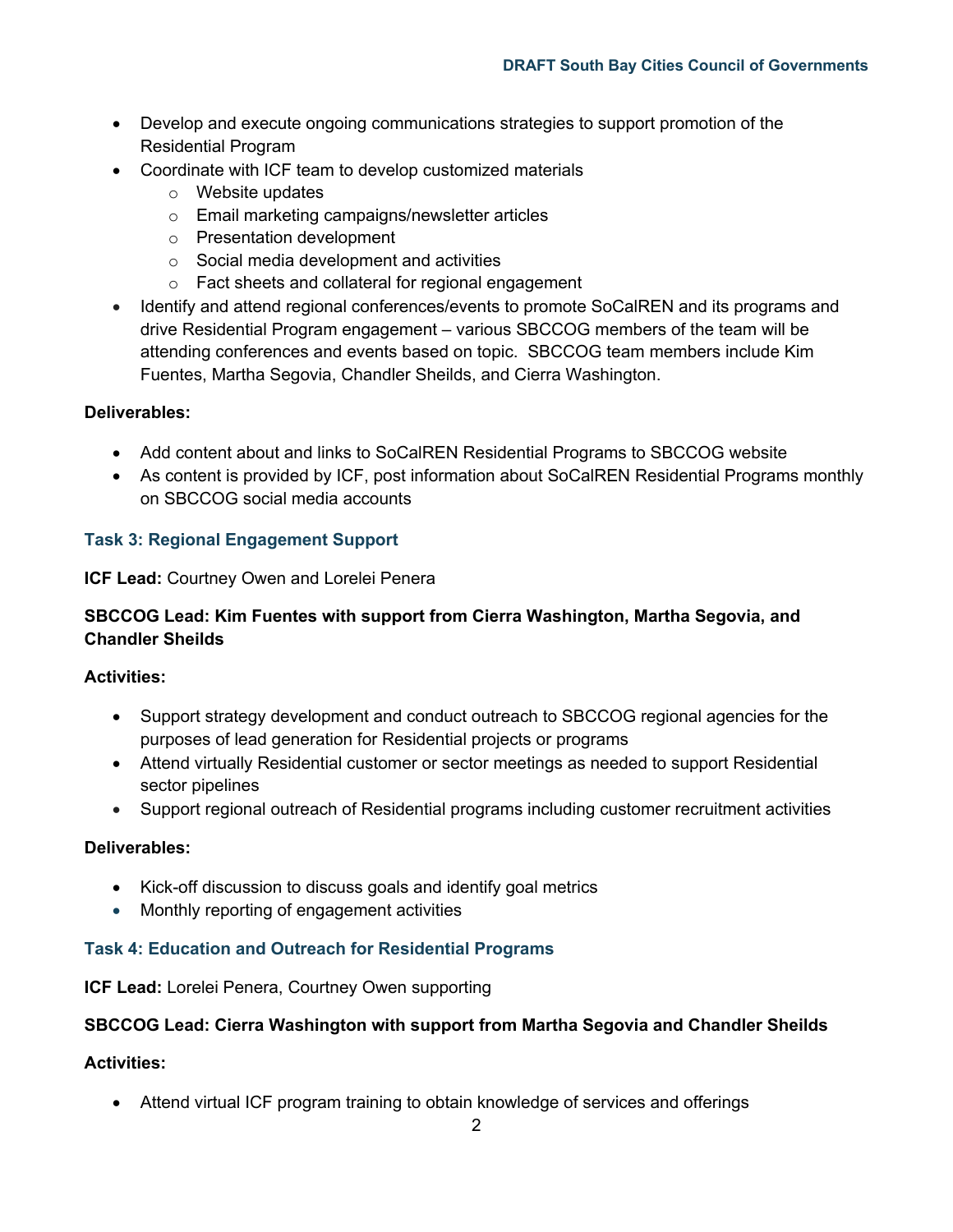- Develop and execute ongoing communications strategies to support promotion of the Residential Program
- Coordinate with ICF team to develop customized materials
    - Website updates
    - Email marketing campaigns/newsletter articles
    - Presentation development
    - Social media development and activities
    - Fact sheets and collateral for regional engagement
- Identify and attend regional conferences/events to promote SoCalREN and its programs and drive Residential Program engagement – various SBCCOG members of the team will be attending conferences and events based on topic. SBCCOG team members include Kim Fuentes, Martha Segovia, Chandler Sheilds, and Cierra Washington.

**Deliverables:**

- Add content about and links to SoCalREN Residential Programs to SBCCOG website
- As content is provided by ICF, post information about SoCalREN Residential Programs monthly on SBCCOG social media accounts

### Task 3: Regional Engagement Support

**ICF Lead:** Courtney Owen and Lorelei Penera

**SBCCOG Lead: Kim Fuentes with support from Cierra Washington, Martha Segovia, and Chandler Sheilds**

**Activities:**

- Support strategy development and conduct outreach to SBCCOG regional agencies for the purposes of lead generation for Residential projects or programs
- Attend virtually Residential customer or sector meetings as needed to support Residential sector pipelines
- Support regional outreach of Residential programs including customer recruitment activities

**Deliverables:**

- Kick-off discussion to discuss goals and identify goal metrics
- Monthly reporting of engagement activities

### Task 4: Education and Outreach for Residential Programs

**ICF Lead:** Lorelei Penera, Courtney Owen supporting

**SBCCOG Lead: Cierra Washington with support from Martha Segovia and Chandler Sheilds**

**Activities:**

- Attend virtual ICF program training to obtain knowledge of services and offerings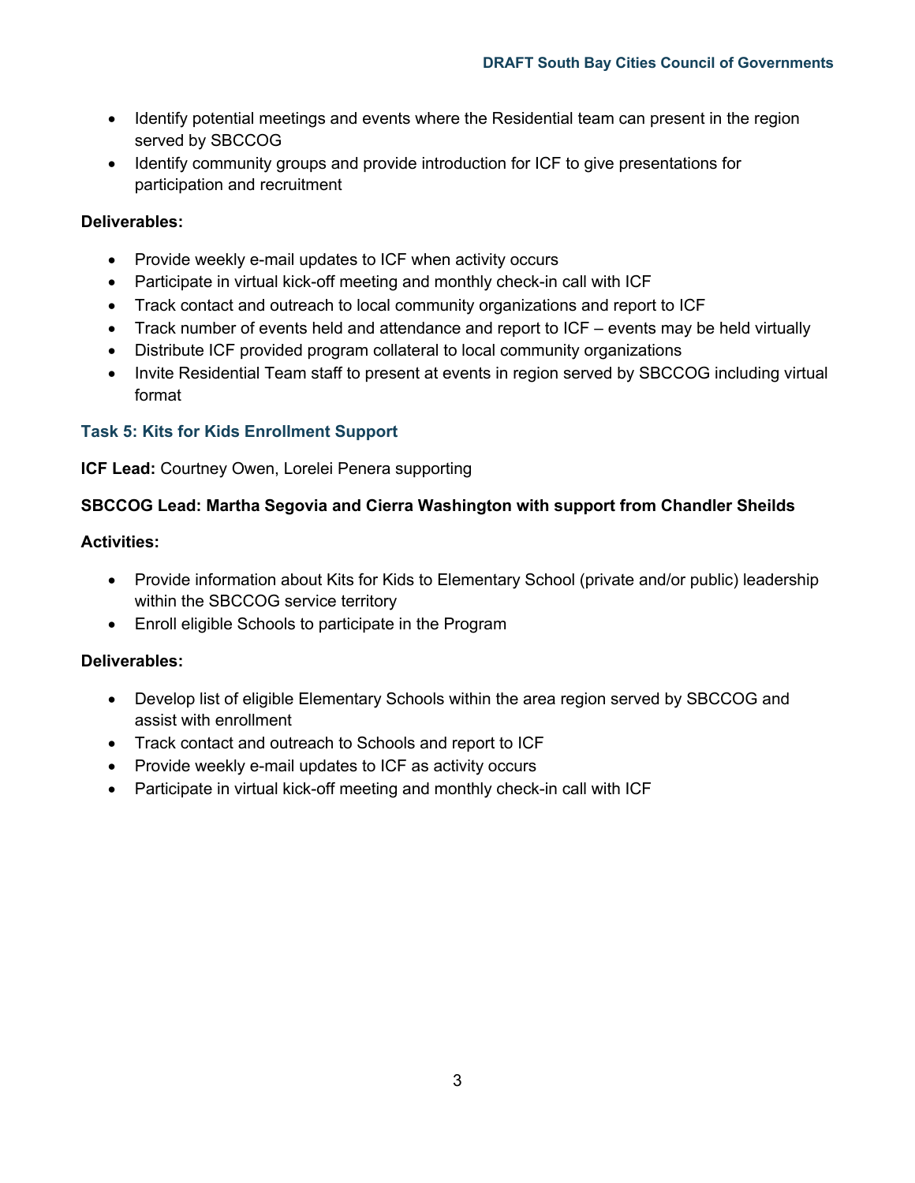- Identify potential meetings and events where the Residential team can present in the region served by SBCCOG
- Identify community groups and provide introduction for ICF to give presentations for participation and recruitment

**Deliverables:**

- Provide weekly e-mail updates to ICF when activity occurs
- Participate in virtual kick-off meeting and monthly check-in call with ICF
- Track contact and outreach to local community organizations and report to ICF
- Track number of events held and attendance and report to ICF – events may be held virtually
- Distribute ICF provided program collateral to local community organizations
- Invite Residential Team staff to present at events in region served by SBCCOG including virtual format

### Task 5: Kits for Kids Enrollment Support

**ICF Lead:** Courtney Owen, Lorelei Penera supporting

**SBCCOG Lead: Martha Segovia and Cierra Washington with support from Chandler Sheilds**

**Activities:**

- Provide information about Kits for Kids to Elementary School (private and/or public) leadership within the SBCCOG service territory
- Enroll eligible Schools to participate in the Program

**Deliverables:**

- Develop list of eligible Elementary Schools within the area region served by SBCCOG and assist with enrollment
- Track contact and outreach to Schools and report to ICF
- Provide weekly e-mail updates to ICF as activity occurs
- Participate in virtual kick-off meeting and monthly check-in call with ICF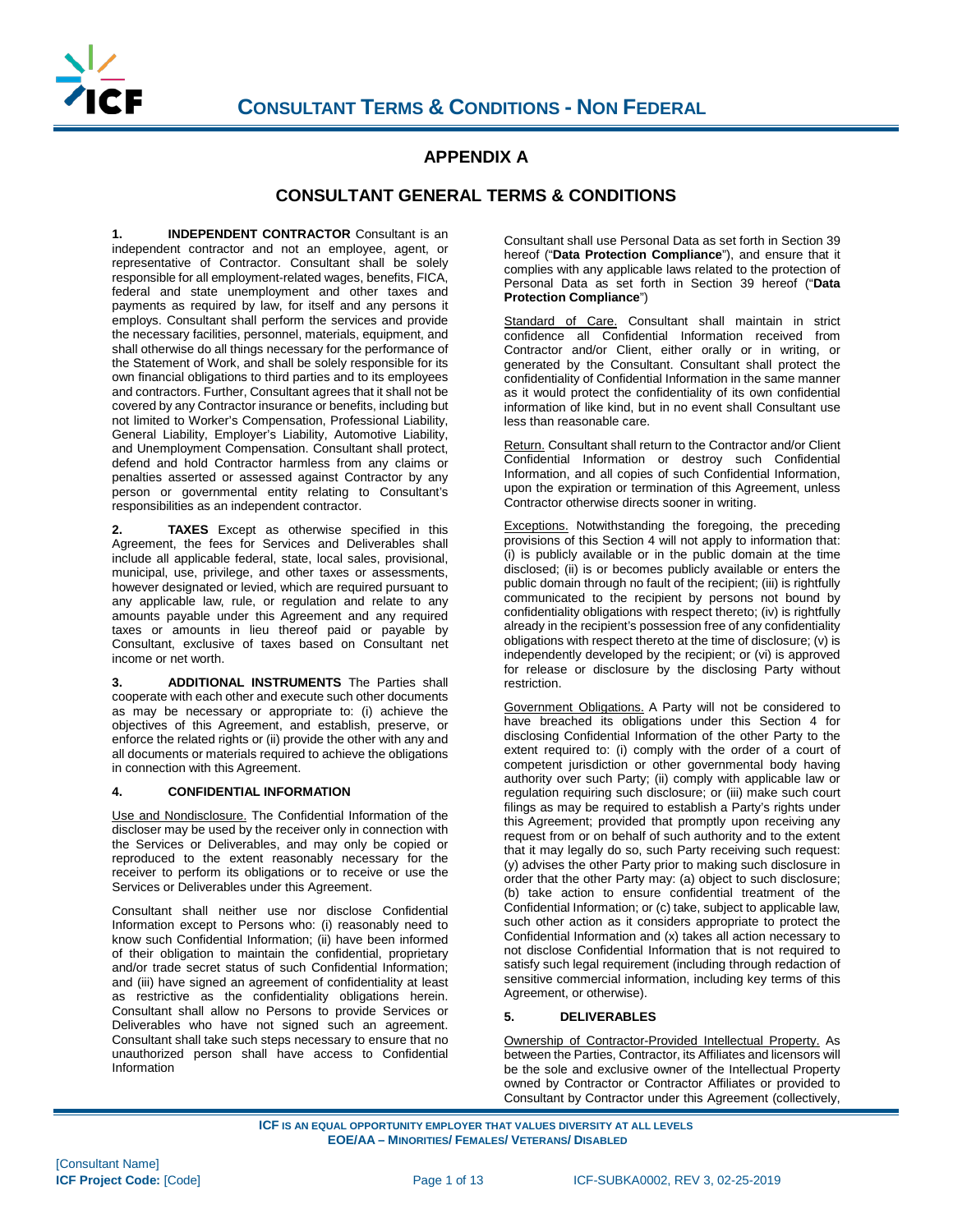# APPENDIX A

## CONSULTANT GENERAL TERMS & CONDITIONS

**1. INDEPENDENT CONTRACTOR** Consultant is an independent contractor and not an employee, agent, or representative of Contractor. Consultant shall be solely responsible for all employment-related wages, benefits, FICA, federal and state unemployment and other taxes and payments as required by law, for itself and any persons it employs. Consultant shall perform the services and provide the necessary facilities, personnel, materials, equipment, and shall otherwise do all things necessary for the performance of the Statement of Work, and shall be solely responsible for its own financial obligations to third parties and to its employees and contractors. Further, Consultant agrees that it shall not be covered by any Contractor insurance or benefits, including but not limited to Worker's Compensation, Professional Liability, General Liability, Employer's Liability, Automotive Liability, and Unemployment Compensation. Consultant shall protect, defend and hold Contractor harmless from any claims or penalties asserted or assessed against Contractor by any person or governmental entity relating to Consultant's responsibilities as an independent contractor.

**2. TAXES** Except as otherwise specified in this Agreement, the fees for Services and Deliverables shall include all applicable federal, state, local sales, provisional, municipal, use, privilege, and other taxes or assessments, however designated or levied, which are required pursuant to any applicable law, rule, or regulation and relate to any amounts payable under this Agreement and any required taxes or amounts in lieu thereof paid or payable by Consultant, exclusive of taxes based on Consultant net income or net worth.

**3. ADDITIONAL INSTRUMENTS** The Parties shall cooperate with each other and execute such other documents as may be necessary or appropriate to: (i) achieve the objectives of this Agreement, and establish, preserve, or enforce the related rights or (ii) provide the other with any and all documents or materials required to achieve the obligations in connection with this Agreement.

**4. CONFIDENTIAL INFORMATION**

Use and Nondisclosure. The Confidential Information of the discloser may be used by the receiver only in connection with the Services or Deliverables, and may only be copied or reproduced to the extent reasonably necessary for the receiver to perform its obligations or to receive or use the Services or Deliverables under this Agreement.

Consultant shall neither use nor disclose Confidential Information except to Persons who: (i) reasonably need to know such Confidential Information; (ii) have been informed of their obligation to maintain the confidential, proprietary and/or trade secret status of such Confidential Information; and (iii) have signed an agreement of confidentiality at least as restrictive as the confidentiality obligations herein. Consultant shall allow no Persons to provide Services or Deliverables who have not signed such an agreement. Consultant shall take such steps necessary to ensure that no unauthorized person shall have access to Confidential Information

Consultant shall use Personal Data as set forth in Section 39 hereof ("**Data Protection Compliance**"), and ensure that it complies with any applicable laws related to the protection of Personal Data as set forth in Section 39 hereof ("**Data Protection Compliance**")

Standard of Care. Consultant shall maintain in strict confidence all Confidential Information received from Contractor and/or Client, either orally or in writing, or generated by the Consultant. Consultant shall protect the confidentiality of Confidential Information in the same manner as it would protect the confidentiality of its own confidential information of like kind, but in no event shall Consultant use less than reasonable care.

Return. Consultant shall return to the Contractor and/or Client Confidential Information or destroy such Confidential Information, and all copies of such Confidential Information, upon the expiration or termination of this Agreement, unless Contractor otherwise directs sooner in writing.

Exceptions. Notwithstanding the foregoing, the preceding provisions of this Section 4 will not apply to information that: (i) is publicly available or in the public domain at the time disclosed; (ii) is or becomes publicly available or enters the public domain through no fault of the recipient; (iii) is rightfully communicated to the recipient by persons not bound by confidentiality obligations with respect thereto; (iv) is rightfully already in the recipient's possession free of any confidentiality obligations with respect thereto at the time of disclosure; (v) is independently developed by the recipient; or (vi) is approved for release or disclosure by the disclosing Party without restriction.

Government Obligations. A Party will not be considered to have breached its obligations under this Section 4 for disclosing Confidential Information of the other Party to the extent required to: (i) comply with the order of a court of competent jurisdiction or other governmental body having authority over such Party; (ii) comply with applicable law or regulation requiring such disclosure; or (iii) make such court filings as may be required to establish a Party's rights under this Agreement; provided that promptly upon receiving any request from or on behalf of such authority and to the extent that it may legally do so, such Party receiving such request: (y) advises the other Party prior to making such disclosure in order that the other Party may: (a) object to such disclosure; (b) take action to ensure confidential treatment of the Confidential Information; or (c) take, subject to applicable law, such other action as it considers appropriate to protect the Confidential Information and (x) takes all action necessary to not disclose Confidential Information that is not required to satisfy such legal requirement (including through redaction of sensitive commercial information, including key terms of this Agreement, or otherwise).

**5. DELIVERABLES**

Ownership of Contractor-Provided Intellectual Property. As between the Parties, Contractor, its Affiliates and licensors will be the sole and exclusive owner of the Intellectual Property owned by Contractor or Contractor Affiliates or provided to Consultant by Contractor under this Agreement (collectively,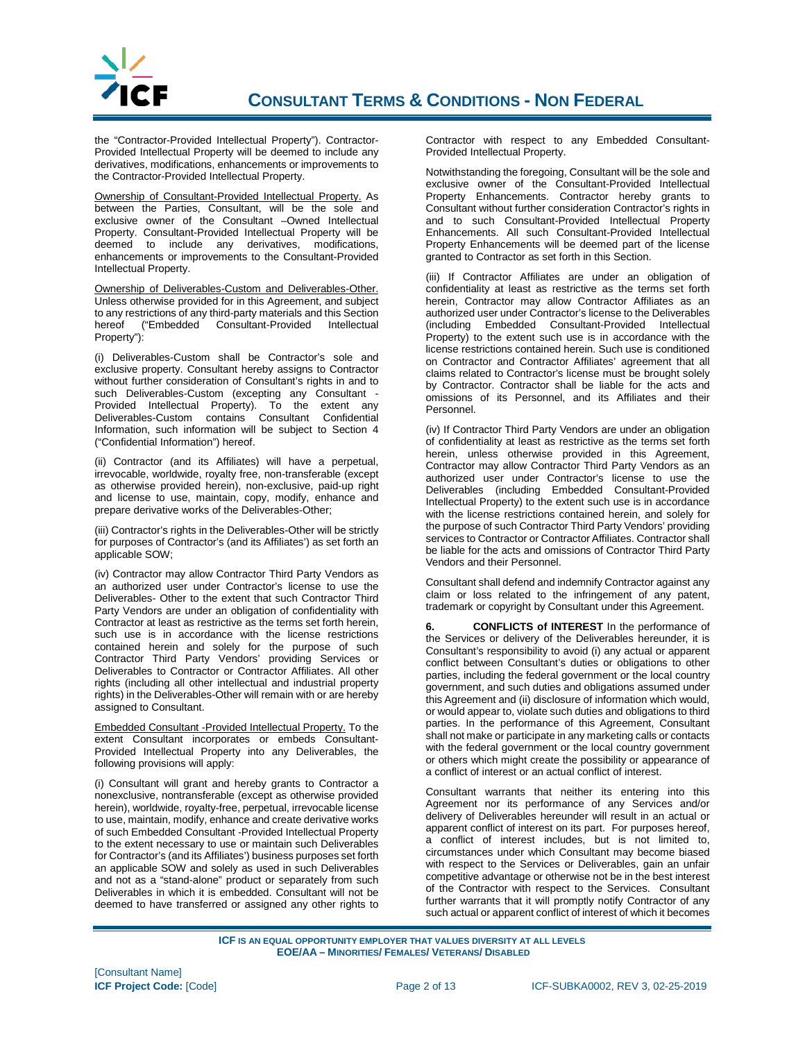the "Contractor-Provided Intellectual Property"). Contractor-Provided Intellectual Property will be deemed to include any derivatives, modifications, enhancements or improvements to the Contractor-Provided Intellectual Property.

Ownership of Consultant-Provided Intellectual Property. As between the Parties, Consultant, will be the sole and exclusive owner of the Consultant –Owned Intellectual Property. Consultant-Provided Intellectual Property will be deemed to include any derivatives, modifications, enhancements or improvements to the Consultant-Provided Intellectual Property.

Ownership of Deliverables-Custom and Deliverables-Other. Unless otherwise provided for in this Agreement, and subject to any restrictions of any third-party materials and this Section hereof ("Embedded Consultant-Provided Intellectual Property"):

(i) Deliverables-Custom shall be Contractor's sole and exclusive property. Consultant hereby assigns to Contractor without further consideration of Consultant's rights in and to such Deliverables-Custom (excepting any Consultant -Provided Intellectual Property). To the extent any Deliverables-Custom contains Consultant Confidential Information, such information will be subject to Section 4 ("Confidential Information") hereof.

(ii) Contractor (and its Affiliates) will have a perpetual, irrevocable, worldwide, royalty free, non-transferable (except as otherwise provided herein), non-exclusive, paid-up right and license to use, maintain, copy, modify, enhance and prepare derivative works of the Deliverables-Other;

(iii) Contractor's rights in the Deliverables-Other will be strictly for purposes of Contractor's (and its Affiliates') as set forth an applicable SOW;

(iv) Contractor may allow Contractor Third Party Vendors as an authorized user under Contractor's license to use the Deliverables- Other to the extent that such Contractor Third Party Vendors are under an obligation of confidentiality with Contractor at least as restrictive as the terms set forth herein, such use is in accordance with the license restrictions contained herein and solely for the purpose of such Contractor Third Party Vendors' providing Services or Deliverables to Contractor or Contractor Affiliates. All other rights (including all other intellectual and industrial property rights) in the Deliverables-Other will remain with or are hereby assigned to Consultant.

Embedded Consultant -Provided Intellectual Property. To the extent Consultant incorporates or embeds Consultant-Provided Intellectual Property into any Deliverables, the following provisions will apply:

(i) Consultant will grant and hereby grants to Contractor a nonexclusive, nontransferable (except as otherwise provided herein), worldwide, royalty-free, perpetual, irrevocable license to use, maintain, modify, enhance and create derivative works of such Embedded Consultant -Provided Intellectual Property to the extent necessary to use or maintain such Deliverables for Contractor's (and its Affiliates') business purposes set forth an applicable SOW and solely as used in such Deliverables and not as a "stand-alone" product or separately from such Deliverables in which it is embedded. Consultant will not be deemed to have transferred or assigned any other rights to Contractor with respect to any Embedded Consultant-Provided Intellectual Property.

Notwithstanding the foregoing, Consultant will be the sole and exclusive owner of the Consultant-Provided Intellectual Property Enhancements. Contractor hereby grants to Consultant without further consideration Contractor's rights in and to such Consultant-Provided Intellectual Property Enhancements. All such Consultant-Provided Intellectual Property Enhancements will be deemed part of the license granted to Contractor as set forth in this Section.

(iii) If Contractor Affiliates are under an obligation of confidentiality at least as restrictive as the terms set forth herein, Contractor may allow Contractor Affiliates as an authorized user under Contractor's license to the Deliverables (including Embedded Consultant-Provided Intellectual Property) to the extent such use is in accordance with the license restrictions contained herein. Such use is conditioned on Contractor and Contractor Affiliates' agreement that all claims related to Contractor's license must be brought solely by Contractor. Contractor shall be liable for the acts and omissions of its Personnel, and its Affiliates and their Personnel.

(iv) If Contractor Third Party Vendors are under an obligation of confidentiality at least as restrictive as the terms set forth herein, unless otherwise provided in this Agreement, Contractor may allow Contractor Third Party Vendors as an authorized user under Contractor's license to use the Deliverables (including Embedded Consultant-Provided Intellectual Property) to the extent such use is in accordance with the license restrictions contained herein, and solely for the purpose of such Contractor Third Party Vendors' providing services to Contractor or Contractor Affiliates. Contractor shall be liable for the acts and omissions of Contractor Third Party Vendors and their Personnel.

Consultant shall defend and indemnify Contractor against any claim or loss related to the infringement of any patent, trademark or copyright by Consultant under this Agreement.

**6. CONFLICTS of INTEREST** In the performance of the Services or delivery of the Deliverables hereunder, it is Consultant's responsibility to avoid (i) any actual or apparent conflict between Consultant's duties or obligations to other parties, including the federal government or the local country government, and such duties and obligations assumed under this Agreement and (ii) disclosure of information which would, or would appear to, violate such duties and obligations to third parties. In the performance of this Agreement, Consultant shall not make or participate in any marketing calls or contacts with the federal government or the local country government or others which might create the possibility or appearance of a conflict of interest or an actual conflict of interest.

Consultant warrants that neither its entering into this Agreement nor its performance of any Services and/or delivery of Deliverables hereunder will result in an actual or apparent conflict of interest on its part. For purposes hereof, a conflict of interest includes, but is not limited to, circumstances under which Consultant may become biased with respect to the Services or Deliverables, gain an unfair competitive advantage or otherwise not be in the best interest of the Contractor with respect to the Services. Consultant further warrants that it will promptly notify Contractor of any such actual or apparent conflict of interest of which it becomes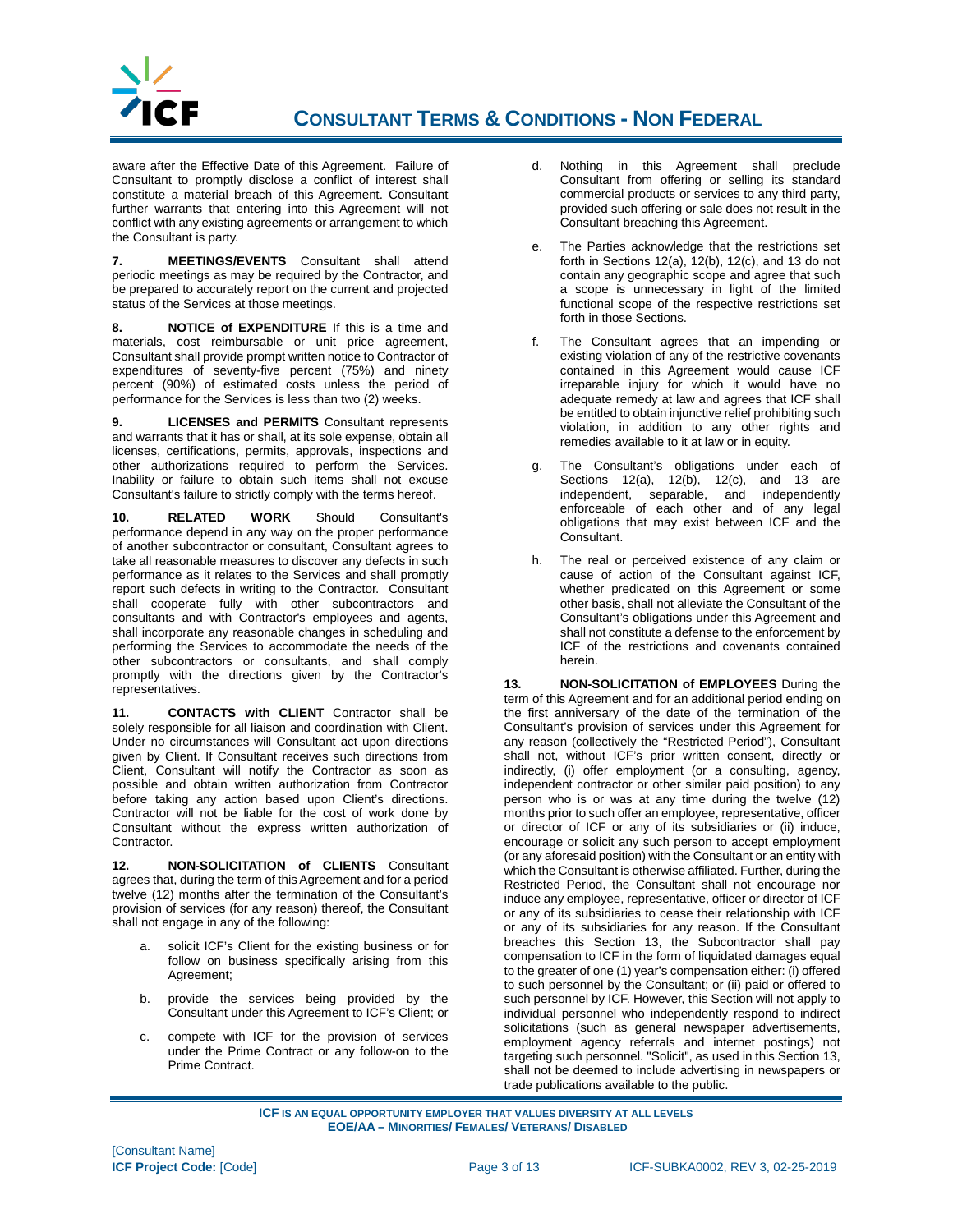aware after the Effective Date of this Agreement. Failure of Consultant to promptly disclose a conflict of interest shall constitute a material breach of this Agreement. Consultant further warrants that entering into this Agreement will not conflict with any existing agreements or arrangement to which the Consultant is party.

**7. MEETINGS/EVENTS** Consultant shall attend periodic meetings as may be required by the Contractor, and be prepared to accurately report on the current and projected status of the Services at those meetings.

**8. NOTICE of EXPENDITURE** If this is a time and materials, cost reimbursable or unit price agreement, Consultant shall provide prompt written notice to Contractor of expenditures of seventy-five percent (75%) and ninety percent (90%) of estimated costs unless the period of performance for the Services is less than two (2) weeks.

**9. LICENSES and PERMITS** Consultant represents and warrants that it has or shall, at its sole expense, obtain all licenses, certifications, permits, approvals, inspections and other authorizations required to perform the Services. Inability or failure to obtain such items shall not excuse Consultant's failure to strictly comply with the terms hereof.

**10. RELATED WORK** Should Consultant's performance depend in any way on the proper performance of another subcontractor or consultant, Consultant agrees to take all reasonable measures to discover any defects in such performance as it relates to the Services and shall promptly report such defects in writing to the Contractor. Consultant shall cooperate fully with other subcontractors and consultants and with Contractor's employees and agents, shall incorporate any reasonable changes in scheduling and performing the Services to accommodate the needs of the other subcontractors or consultants, and shall comply promptly with the directions given by the Contractor's representatives.

**11. CONTACTS with CLIENT** Contractor shall be solely responsible for all liaison and coordination with Client. Under no circumstances will Consultant act upon directions given by Client. If Consultant receives such directions from Client, Consultant will notify the Contractor as soon as possible and obtain written authorization from Contractor before taking any action based upon Client's directions. Contractor will not be liable for the cost of work done by Consultant without the express written authorization of Contractor.

**12. NON-SOLICITATION of CLIENTS** Consultant agrees that, during the term of this Agreement and for a period twelve (12) months after the termination of the Consultant's provision of services (for any reason) thereof, the Consultant shall not engage in any of the following:

a. solicit ICF's Client for the existing business or for follow on business specifically arising from this Agreement;

b. provide the services being provided by the Consultant under this Agreement to ICF's Client; or

c. compete with ICF for the provision of services under the Prime Contract or any follow-on to the Prime Contract.

d. Nothing in this Agreement shall preclude Consultant from offering or selling its standard commercial products or services to any third party, provided such offering or sale does not result in the Consultant breaching this Agreement.

e. The Parties acknowledge that the restrictions set forth in Sections 12(a), 12(b), 12(c), and 13 do not contain any geographic scope and agree that such a scope is unnecessary in light of the limited functional scope of the respective restrictions set forth in those Sections.

f. The Consultant agrees that an impending or existing violation of any of the restrictive covenants contained in this Agreement would cause ICF irreparable injury for which it would have no adequate remedy at law and agrees that ICF shall be entitled to obtain injunctive relief prohibiting such violation, in addition to any other rights and remedies available to it at law or in equity.

g. The Consultant's obligations under each of Sections 12(a), 12(b), 12(c), and 13 are independent, separable, and independently enforceable of each other and of any legal obligations that may exist between ICF and the Consultant.

h. The real or perceived existence of any claim or cause of action of the Consultant against ICF, whether predicated on this Agreement or some other basis, shall not alleviate the Consultant of the Consultant's obligations under this Agreement and shall not constitute a defense to the enforcement by ICF of the restrictions and covenants contained herein.

**13. NON-SOLICITATION of EMPLOYEES** During the term of this Agreement and for an additional period ending on the first anniversary of the date of the termination of the Consultant's provision of services under this Agreement for any reason (collectively the "Restricted Period"), Consultant shall not, without ICF's prior written consent, directly or indirectly, (i) offer employment (or a consulting, agency, independent contractor or other similar paid position) to any person who is or was at any time during the twelve (12) months prior to such offer an employee, representative, officer or director of ICF or any of its subsidiaries or (ii) induce, encourage or solicit any such person to accept employment (or any aforesaid position) with the Consultant or an entity with which the Consultant is otherwise affiliated. Further, during the Restricted Period, the Consultant shall not encourage nor induce any employee, representative, officer or director of ICF or any of its subsidiaries to cease their relationship with ICF or any of its subsidiaries for any reason. If the Consultant breaches this Section 13, the Subcontractor shall pay compensation to ICF in the form of liquidated damages equal to the greater of one (1) year's compensation either: (i) offered to such personnel by the Consultant; or (ii) paid or offered to such personnel by ICF. However, this Section will not apply to individual personnel who independently respond to indirect solicitations (such as general newspaper advertisements, employment agency referrals and internet postings) not targeting such personnel. "Solicit", as used in this Section 13, shall not be deemed to include advertising in newspapers or trade publications available to the public.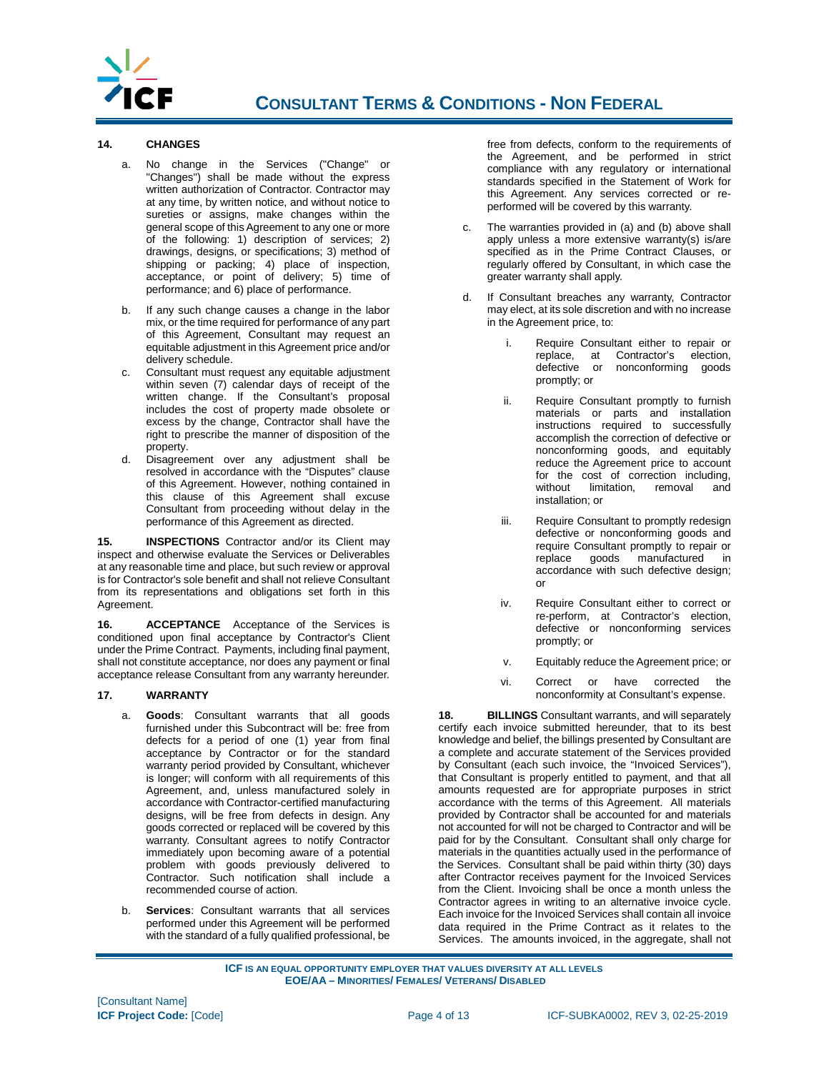### 14. CHANGES

a. No change in the Services ("Change" or "Changes") shall be made without the express written authorization of Contractor. Contractor may at any time, by written notice, and without notice to sureties or assigns, make changes within the general scope of this Agreement to any one or more of the following: 1) description of services; 2) drawings, designs, or specifications; 3) method of shipping or packing; 4) place of inspection, acceptance, or point of delivery; 5) time of performance; and 6) place of performance.

b. If any such change causes a change in the labor mix, or the time required for performance of any part of this Agreement, Consultant may request an equitable adjustment in this Agreement price and/or delivery schedule.

c. Consultant must request any equitable adjustment within seven (7) calendar days of receipt of the written change. If the Consultant's proposal includes the cost of property made obsolete or excess by the change, Contractor shall have the right to prescribe the manner of disposition of the property.

d. Disagreement over any adjustment shall be resolved in accordance with the "Disputes" clause of this Agreement. However, nothing contained in this clause of this Agreement shall excuse Consultant from proceeding without delay in the performance of this Agreement as directed.

**15. INSPECTIONS** Contractor and/or its Client may inspect and otherwise evaluate the Services or Deliverables at any reasonable time and place, but such review or approval is for Contractor's sole benefit and shall not relieve Consultant from its representations and obligations set forth in this Agreement.

**16. ACCEPTANCE** Acceptance of the Services is conditioned upon final acceptance by Contractor's Client under the Prime Contract. Payments, including final payment, shall not constitute acceptance, nor does any payment or final acceptance release Consultant from any warranty hereunder.

### 17. WARRANTY

a. **Goods**: Consultant warrants that all goods furnished under this Subcontract will be: free from defects for a period of one (1) year from final acceptance by Contractor or for the standard warranty period provided by Consultant, whichever is longer; will conform with all requirements of this Agreement, and, unless manufactured solely in accordance with Contractor-certified manufacturing designs, will be free from defects in design. Any goods corrected or replaced will be covered by this warranty. Consultant agrees to notify Contractor immediately upon becoming aware of a potential problem with goods previously delivered to Contractor. Such notification shall include a recommended course of action.

b. **Services**: Consultant warrants that all services performed under this Agreement will be performed with the standard of a fully qualified professional, be free from defects, conform to the requirements of the Agreement, and be performed in strict compliance with any regulatory or international standards specified in the Statement of Work for this Agreement. Any services corrected or re-performed will be covered by this warranty.

c. The warranties provided in (a) and (b) above shall apply unless a more extensive warranty(s) is/are specified as in the Prime Contract Clauses, or regularly offered by Consultant, in which case the greater warranty shall apply.

d. If Consultant breaches any warranty, Contractor may elect, at its sole discretion and with no increase in the Agreement price, to:

i. Require Consultant either to repair or replace, at Contractor's election, defective or nonconforming goods promptly; or

ii. Require Consultant promptly to furnish materials or parts and installation instructions required to successfully accomplish the correction of defective or nonconforming goods, and equitably reduce the Agreement price to account for the cost of correction including, without limitation, removal and installation; or

iii. Require Consultant to promptly redesign defective or nonconforming goods and require Consultant promptly to repair or replace goods manufactured in accordance with such defective design; or

iv. Require Consultant either to correct or re-perform, at Contractor's election, defective or nonconforming services promptly; or

v. Equitably reduce the Agreement price; or

vi. Correct or have corrected the nonconformity at Consultant's expense.

**18. BILLINGS** Consultant warrants, and will separately certify each invoice submitted hereunder, that to its best knowledge and belief, the billings presented by Consultant are a complete and accurate statement of the Services provided by Consultant (each such invoice, the "Invoiced Services"), that Consultant is properly entitled to payment, and that all amounts requested are for appropriate purposes in strict accordance with the terms of this Agreement. All materials provided by Contractor shall be accounted for and materials not accounted for will not be charged to Contractor and will be paid for by the Consultant. Consultant shall only charge for materials in the quantities actually used in the performance of the Services. Consultant shall be paid within thirty (30) days after Contractor receives payment for the Invoiced Services from the Client. Invoicing shall be once a month unless the Contractor agrees in writing to an alternative invoice cycle. Each invoice for the Invoiced Services shall contain all invoice data required in the Prime Contract as it relates to the Services. The amounts invoiced, in the aggregate, shall not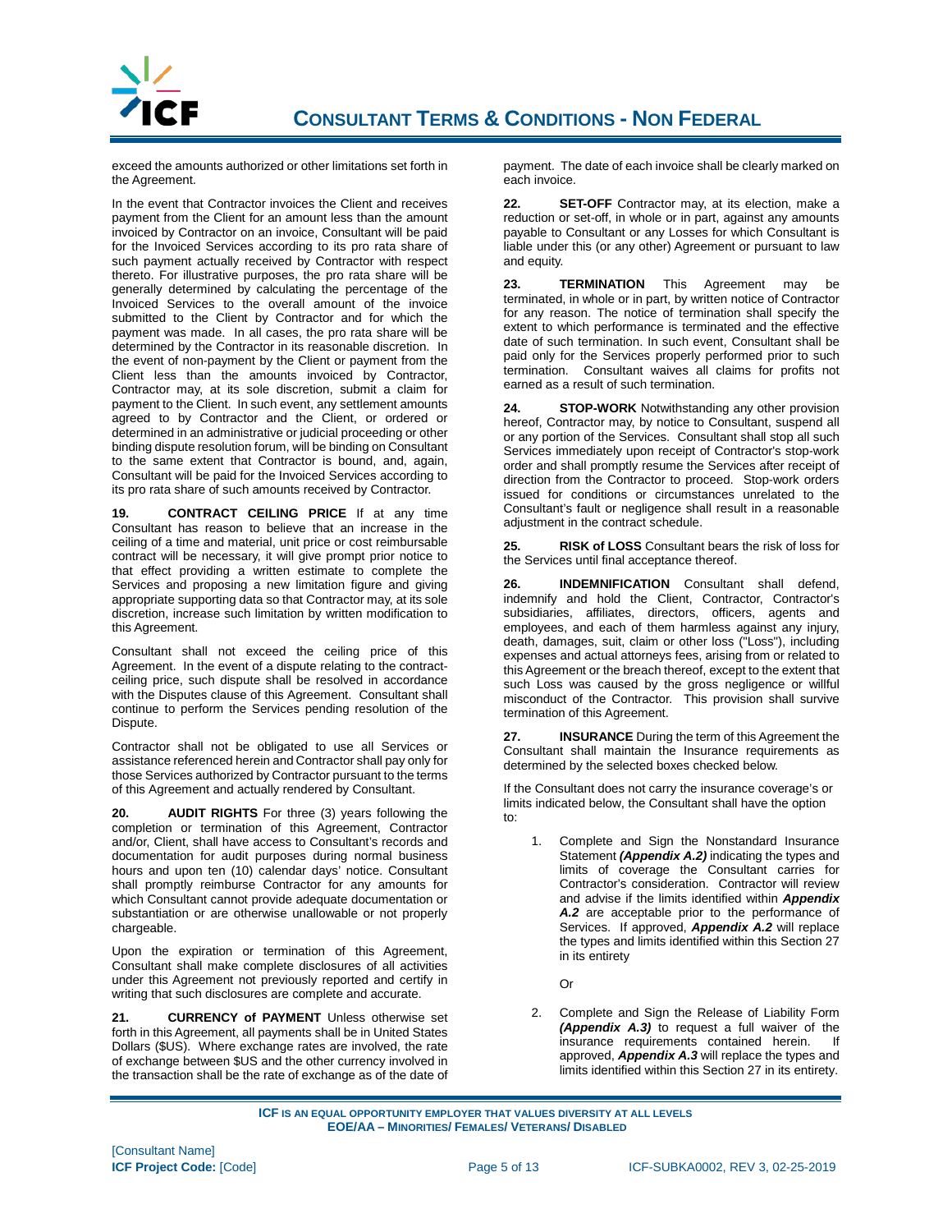exceed the amounts authorized or other limitations set forth in the Agreement.

In the event that Contractor invoices the Client and receives payment from the Client for an amount less than the amount invoiced by Contractor on an invoice, Consultant will be paid for the Invoiced Services according to its pro rata share of such payment actually received by Contractor with respect thereto. For illustrative purposes, the pro rata share will be generally determined by calculating the percentage of the Invoiced Services to the overall amount of the invoice submitted to the Client by Contractor and for which the payment was made. In all cases, the pro rata share will be determined by the Contractor in its reasonable discretion. In the event of non-payment by the Client or payment from the Client less than the amounts invoiced by Contractor, Contractor may, at its sole discretion, submit a claim for payment to the Client. In such event, any settlement amounts agreed to by Contractor and the Client, or ordered or determined in an administrative or judicial proceeding or other binding dispute resolution forum, will be binding on Consultant to the same extent that Contractor is bound, and, again, Consultant will be paid for the Invoiced Services according to its pro rata share of such amounts received by Contractor.

**19. CONTRACT CEILING PRICE** If at any time Consultant has reason to believe that an increase in the ceiling of a time and material, unit price or cost reimbursable contract will be necessary, it will give prompt prior notice to that effect providing a written estimate to complete the Services and proposing a new limitation figure and giving appropriate supporting data so that Contractor may, at its sole discretion, increase such limitation by written modification to this Agreement.

Consultant shall not exceed the ceiling price of this Agreement. In the event of a dispute relating to the contract-ceiling price, such dispute shall be resolved in accordance with the Disputes clause of this Agreement. Consultant shall continue to perform the Services pending resolution of the Dispute.

Contractor shall not be obligated to use all Services or assistance referenced herein and Contractor shall pay only for those Services authorized by Contractor pursuant to the terms of this Agreement and actually rendered by Consultant.

**20. AUDIT RIGHTS** For three (3) years following the completion or termination of this Agreement, Contractor and/or, Client, shall have access to Consultant's records and documentation for audit purposes during normal business hours and upon ten (10) calendar days' notice. Consultant shall promptly reimburse Contractor for any amounts for which Consultant cannot provide adequate documentation or substantiation or are otherwise unallowable or not properly chargeable.

Upon the expiration or termination of this Agreement, Consultant shall make complete disclosures of all activities under this Agreement not previously reported and certify in writing that such disclosures are complete and accurate.

**21. CURRENCY of PAYMENT** Unless otherwise set forth in this Agreement, all payments shall be in United States Dollars ($US). Where exchange rates are involved, the rate of exchange between $US and the other currency involved in the transaction shall be the rate of exchange as of the date of payment. The date of each invoice shall be clearly marked on each invoice.

**22. SET-OFF** Contractor may, at its election, make a reduction or set-off, in whole or in part, against any amounts payable to Consultant or any Losses for which Consultant is liable under this (or any other) Agreement or pursuant to law and equity.

**23. TERMINATION** This Agreement may be terminated, in whole or in part, by written notice of Contractor for any reason. The notice of termination shall specify the extent to which performance is terminated and the effective date of such termination. In such event, Consultant shall be paid only for the Services properly performed prior to such termination. Consultant waives all claims for profits not earned as a result of such termination.

**24. STOP-WORK** Notwithstanding any other provision hereof, Contractor may, by notice to Consultant, suspend all or any portion of the Services. Consultant shall stop all such Services immediately upon receipt of Contractor's stop-work order and shall promptly resume the Services after receipt of direction from the Contractor to proceed. Stop-work orders issued for conditions or circumstances unrelated to the Consultant's fault or negligence shall result in a reasonable adjustment in the contract schedule.

**25. RISK of LOSS** Consultant bears the risk of loss for the Services until final acceptance thereof.

**26. INDEMNIFICATION** Consultant shall defend, indemnify and hold the Client, Contractor, Contractor's subsidiaries, affiliates, directors, officers, agents and employees, and each of them harmless against any injury, death, damages, suit, claim or other loss ("Loss"), including expenses and actual attorneys fees, arising from or related to this Agreement or the breach thereof, except to the extent that such Loss was caused by the gross negligence or willful misconduct of the Contractor. This provision shall survive termination of this Agreement.

**27. INSURANCE** During the term of this Agreement the Consultant shall maintain the Insurance requirements as determined by the selected boxes checked below.

If the Consultant does not carry the insurance coverage's or limits indicated below, the Consultant shall have the option to:

1. Complete and Sign the Nonstandard Insurance Statement ***(Appendix A.2)*** indicating the types and limits of coverage the Consultant carries for Contractor's consideration. Contractor will review and advise if the limits identified within ***Appendix A.2*** are acceptable prior to the performance of Services. If approved, ***Appendix A.2*** will replace the types and limits identified within this Section 27 in its entirety

   Or

2. Complete and Sign the Release of Liability Form ***(Appendix A.3)*** to request a full waiver of the insurance requirements contained herein. If approved, ***Appendix A.3*** will replace the types and limits identified within this Section 27 in its entirety.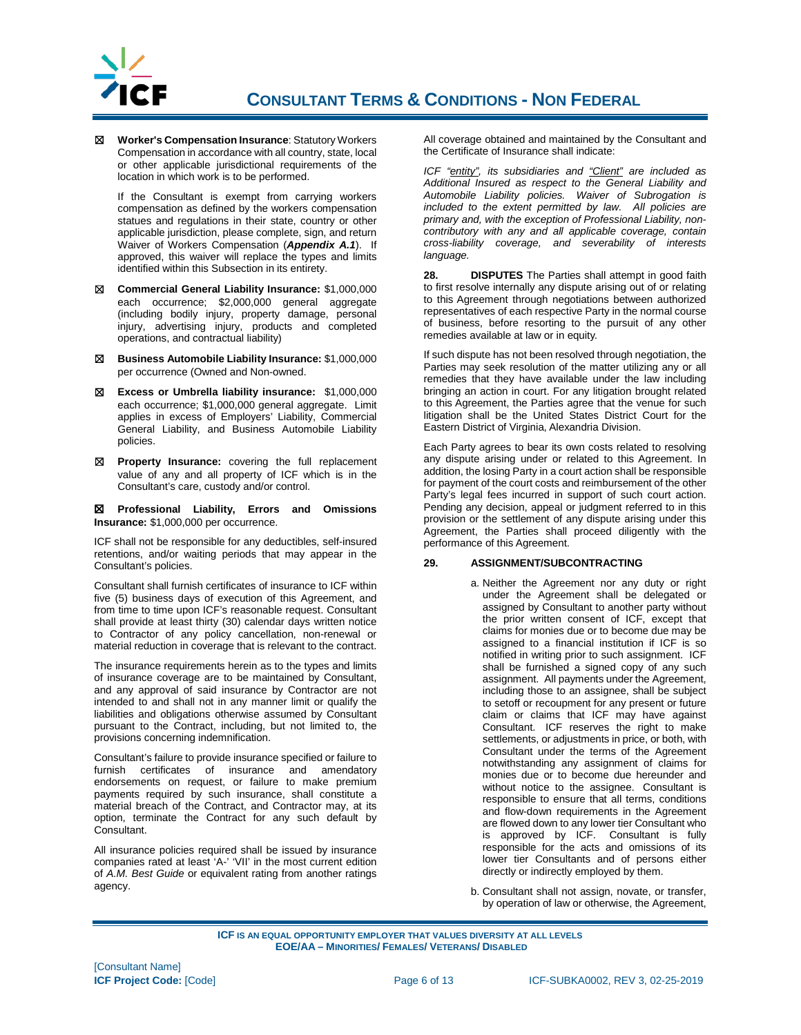☒ **Worker's Compensation Insurance**: Statutory Workers Compensation in accordance with all country, state, local or other applicable jurisdictional requirements of the location in which work is to be performed.

If the Consultant is exempt from carrying workers compensation as defined by the workers compensation statues and regulations in their state, country or other applicable jurisdiction, please complete, sign, and return Waiver of Workers Compensation (***Appendix A.1***). If approved, this waiver will replace the types and limits identified within this Subsection in its entirety.

☒ **Commercial General Liability Insurance:** $1,000,000 each occurrence; $2,000,000 general aggregate (including bodily injury, property damage, personal injury, advertising injury, products and completed operations, and contractual liability)

☒ **Business Automobile Liability Insurance:** $1,000,000 per occurrence (Owned and Non-owned.

☒ **Excess or Umbrella liability insurance:** $1,000,000 each occurrence; $1,000,000 general aggregate. Limit applies in excess of Employers' Liability, Commercial General Liability, and Business Automobile Liability policies.

☒ **Property Insurance:** covering the full replacement value of any and all property of ICF which is in the Consultant's care, custody and/or control.

☒ **Professional Liability, Errors and Omissions Insurance:** $1,000,000 per occurrence.

ICF shall not be responsible for any deductibles, self-insured retentions, and/or waiting periods that may appear in the Consultant's policies.

Consultant shall furnish certificates of insurance to ICF within five (5) business days of execution of this Agreement, and from time to time upon ICF's reasonable request. Consultant shall provide at least thirty (30) calendar days written notice to Contractor of any policy cancellation, non-renewal or material reduction in coverage that is relevant to the contract.

The insurance requirements herein as to the types and limits of insurance coverage are to be maintained by Consultant, and any approval of said insurance by Contractor are not intended to and shall not in any manner limit or qualify the liabilities and obligations otherwise assumed by Consultant pursuant to the Contract, including, but not limited to, the provisions concerning indemnification.

Consultant's failure to provide insurance specified or failure to furnish certificates of insurance and amendatory endorsements on request, or failure to make premium payments required by such insurance, shall constitute a material breach of the Contract, and Contractor may, at its option, terminate the Contract for any such default by Consultant.

All insurance policies required shall be issued by insurance companies rated at least 'A-' 'VII' in the most current edition of *A.M. Best Guide* or equivalent rating from another ratings agency.

All coverage obtained and maintained by the Consultant and the Certificate of Insurance shall indicate:

*ICF "entity", its subsidiaries and "Client" are included as Additional Insured as respect to the General Liability and Automobile Liability policies. Waiver of Subrogation is included to the extent permitted by law. All policies are primary and, with the exception of Professional Liability, non-contributory with any and all applicable coverage, contain cross-liability coverage, and severability of interests language.*

**28. DISPUTES** The Parties shall attempt in good faith to first resolve internally any dispute arising out of or relating to this Agreement through negotiations between authorized representatives of each respective Party in the normal course of business, before resorting to the pursuit of any other remedies available at law or in equity.

If such dispute has not been resolved through negotiation, the Parties may seek resolution of the matter utilizing any or all remedies that they have available under the law including bringing an action in court. For any litigation brought related to this Agreement, the Parties agree that the venue for such litigation shall be the United States District Court for the Eastern District of Virginia, Alexandria Division.

Each Party agrees to bear its own costs related to resolving any dispute arising under or related to this Agreement. In addition, the losing Party in a court action shall be responsible for payment of the court costs and reimbursement of the other Party's legal fees incurred in support of such court action. Pending any decision, appeal or judgment referred to in this provision or the settlement of any dispute arising under this Agreement, the Parties shall proceed diligently with the performance of this Agreement.

**29. ASSIGNMENT/SUBCONTRACTING**

a. Neither the Agreement nor any duty or right under the Agreement shall be delegated or assigned by Consultant to another party without the prior written consent of ICF, except that claims for monies due or to become due may be assigned to a financial institution if ICF is so notified in writing prior to such assignment. ICF shall be furnished a signed copy of any such assignment. All payments under the Agreement, including those to an assignee, shall be subject to setoff or recoupment for any present or future claim or claims that ICF may have against Consultant. ICF reserves the right to make settlements, or adjustments in price, or both, with Consultant under the terms of the Agreement notwithstanding any assignment of claims for monies due or to become due hereunder and without notice to the assignee. Consultant is responsible to ensure that all terms, conditions and flow-down requirements in the Agreement are flowed down to any lower tier Consultant who is approved by ICF. Consultant is fully responsible for the acts and omissions of its lower tier Consultants and of persons either directly or indirectly employed by them.

b. Consultant shall not assign, novate, or transfer, by operation of law or otherwise, the Agreement,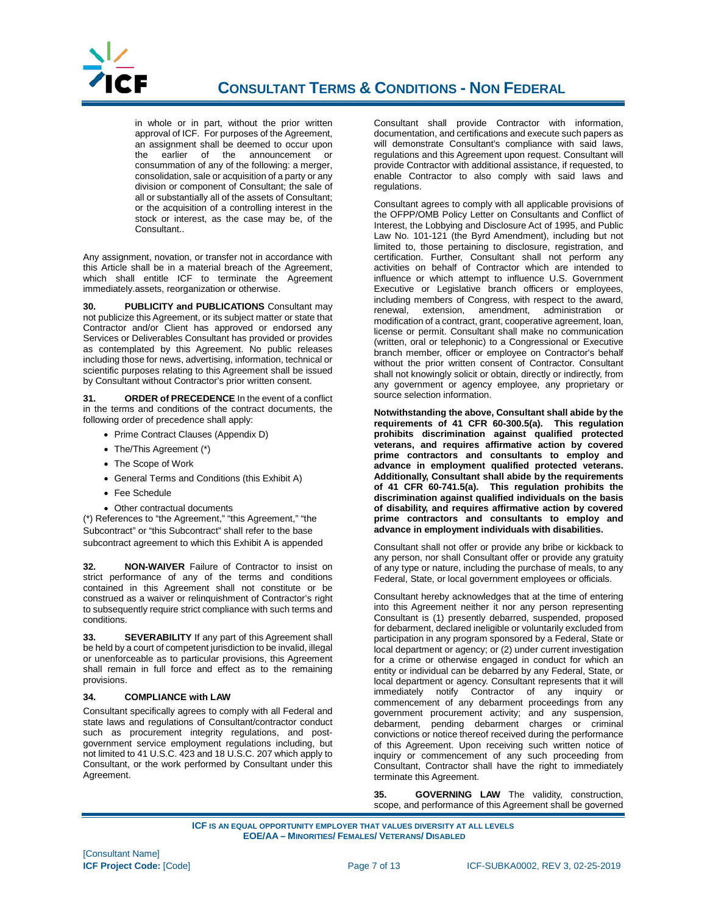in whole or in part, without the prior written approval of ICF. For purposes of the Agreement, an assignment shall be deemed to occur upon the earlier of the announcement or consummation of any of the following: a merger, consolidation, sale or acquisition of a party or any division or component of Consultant; the sale of all or substantially all of the assets of Consultant; or the acquisition of a controlling interest in the stock or interest, as the case may be, of the Consultant..

Any assignment, novation, or transfer not in accordance with this Article shall be in a material breach of the Agreement, which shall entitle ICF to terminate the Agreement immediately.assets, reorganization or otherwise.

**30. PUBLICITY and PUBLICATIONS** Consultant may not publicize this Agreement, or its subject matter or state that Contractor and/or Client has approved or endorsed any Services or Deliverables Consultant has provided or provides as contemplated by this Agreement. No public releases including those for news, advertising, information, technical or scientific purposes relating to this Agreement shall be issued by Consultant without Contractor's prior written consent.

**31. ORDER of PRECEDENCE** In the event of a conflict in the terms and conditions of the contract documents, the following order of precedence shall apply:

- Prime Contract Clauses (Appendix D)
- The/This Agreement (*)
- The Scope of Work
- General Terms and Conditions (this Exhibit A)
- Fee Schedule
- Other contractual documents

(*) References to "the Agreement," "this Agreement," "the Subcontract" or "this Subcontract" shall refer to the base subcontract agreement to which this Exhibit A is appended

**32. NON-WAIVER** Failure of Contractor to insist on strict performance of any of the terms and conditions contained in this Agreement shall not constitute or be construed as a waiver or relinquishment of Contractor's right to subsequently require strict compliance with such terms and conditions.

**33. SEVERABILITY** If any part of this Agreement shall be held by a court of competent jurisdiction to be invalid, illegal or unenforceable as to particular provisions, this Agreement shall remain in full force and effect as to the remaining provisions.

**34. COMPLIANCE with LAW**

Consultant specifically agrees to comply with all Federal and state laws and regulations of Consultant/contractor conduct such as procurement integrity regulations, and post-government service employment regulations including, but not limited to 41 U.S.C. 423 and 18 U.S.C. 207 which apply to Consultant, or the work performed by Consultant under this Agreement.

Consultant shall provide Contractor with information, documentation, and certifications and execute such papers as will demonstrate Consultant's compliance with said laws, regulations and this Agreement upon request. Consultant will provide Contractor with additional assistance, if requested, to enable Contractor to also comply with said laws and regulations.

Consultant agrees to comply with all applicable provisions of the OFPP/OMB Policy Letter on Consultants and Conflict of Interest, the Lobbying and Disclosure Act of 1995, and Public Law No. 101-121 (the Byrd Amendment), including but not limited to, those pertaining to disclosure, registration, and certification. Further, Consultant shall not perform any activities on behalf of Contractor which are intended to influence or which attempt to influence U.S. Government Executive or Legislative branch officers or employees, including members of Congress, with respect to the award, renewal, extension, amendment, administration or modification of a contract, grant, cooperative agreement, loan, license or permit. Consultant shall make no communication (written, oral or telephonic) to a Congressional or Executive branch member, officer or employee on Contractor's behalf without the prior written consent of Contractor. Consultant shall not knowingly solicit or obtain, directly or indirectly, from any government or agency employee, any proprietary or source selection information.

**Notwithstanding the above, Consultant shall abide by the requirements of 41 CFR 60-300.5(a). This regulation prohibits discrimination against qualified protected veterans, and requires affirmative action by covered prime contractors and consultants to employ and advance in employment qualified protected veterans. Additionally, Consultant shall abide by the requirements of 41 CFR 60-741.5(a). This regulation prohibits the discrimination against qualified individuals on the basis of disability, and requires affirmative action by covered prime contractors and consultants to employ and advance in employment individuals with disabilities.**

Consultant shall not offer or provide any bribe or kickback to any person, nor shall Consultant offer or provide any gratuity of any type or nature, including the purchase of meals, to any Federal, State, or local government employees or officials.

Consultant hereby acknowledges that at the time of entering into this Agreement neither it nor any person representing Consultant is (1) presently debarred, suspended, proposed for debarment, declared ineligible or voluntarily excluded from participation in any program sponsored by a Federal, State or local department or agency; or (2) under current investigation for a crime or otherwise engaged in conduct for which an entity or individual can be debarred by any Federal, State, or local department or agency. Consultant represents that it will immediately notify Contractor of any inquiry or commencement of any debarment proceedings from any government procurement activity; and any suspension, debarment, pending debarment charges or criminal convictions or notice thereof received during the performance of this Agreement. Upon receiving such written notice of inquiry or commencement of any such proceeding from Consultant, Contractor shall have the right to immediately terminate this Agreement.

**35. GOVERNING LAW** The validity, construction, scope, and performance of this Agreement shall be governed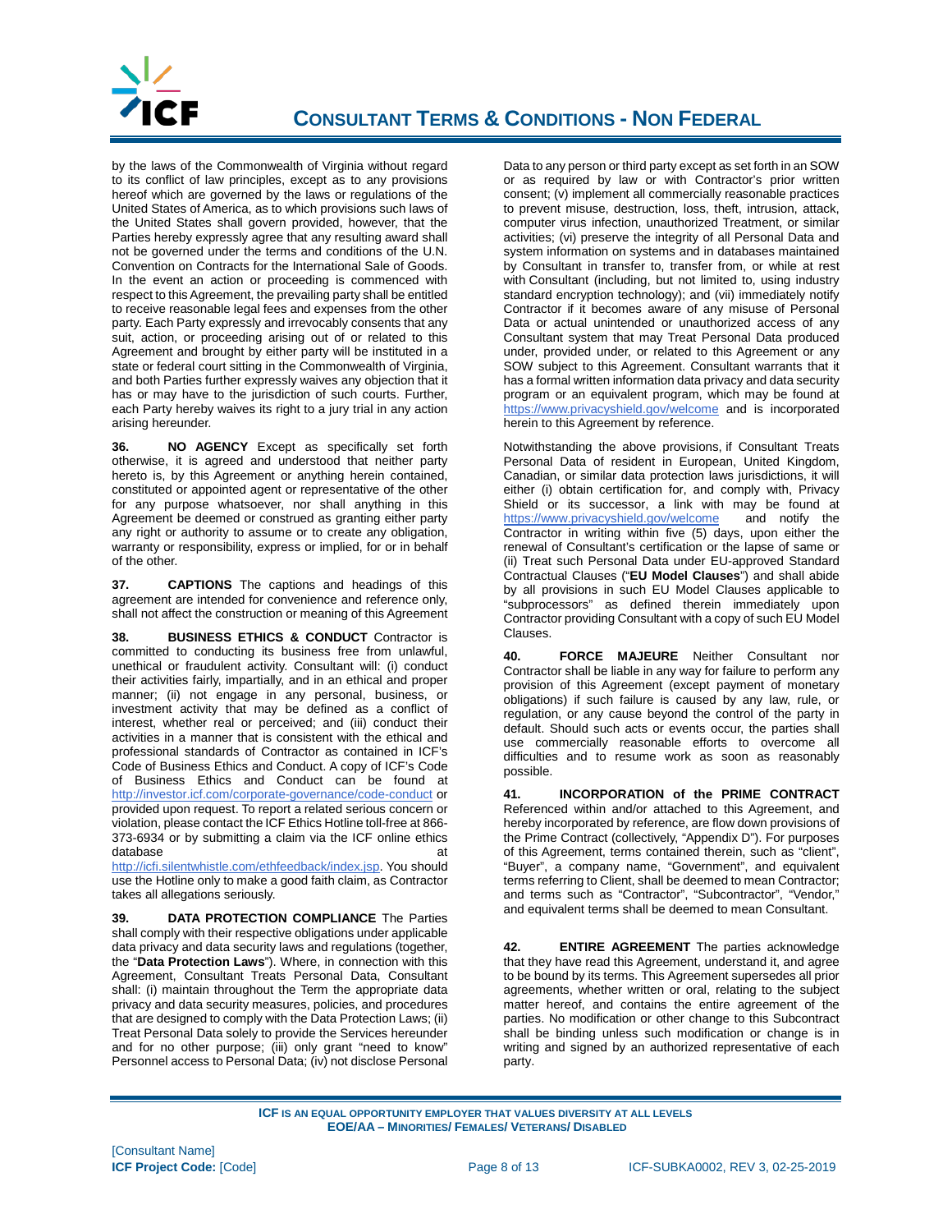by the laws of the Commonwealth of Virginia without regard to its conflict of law principles, except as to any provisions hereof which are governed by the laws or regulations of the United States of America, as to which provisions such laws of the United States shall govern provided, however, that the Parties hereby expressly agree that any resulting award shall not be governed under the terms and conditions of the U.N. Convention on Contracts for the International Sale of Goods. In the event an action or proceeding is commenced with respect to this Agreement, the prevailing party shall be entitled to receive reasonable legal fees and expenses from the other party. Each Party expressly and irrevocably consents that any suit, action, or proceeding arising out of or related to this Agreement and brought by either party will be instituted in a state or federal court sitting in the Commonwealth of Virginia, and both Parties further expressly waives any objection that it has or may have to the jurisdiction of such courts. Further, each Party hereby waives its right to a jury trial in any action arising hereunder.

**36. NO AGENCY** Except as specifically set forth otherwise, it is agreed and understood that neither party hereto is, by this Agreement or anything herein contained, constituted or appointed agent or representative of the other for any purpose whatsoever, nor shall anything in this Agreement be deemed or construed as granting either party any right or authority to assume or to create any obligation, warranty or responsibility, express or implied, for or in behalf of the other.

**37. CAPTIONS** The captions and headings of this agreement are intended for convenience and reference only, shall not affect the construction or meaning of this Agreement

**38. BUSINESS ETHICS & CONDUCT** Contractor is committed to conducting its business free from unlawful, unethical or fraudulent activity. Consultant will: (i) conduct their activities fairly, impartially, and in an ethical and proper manner; (ii) not engage in any personal, business, or investment activity that may be defined as a conflict of interest, whether real or perceived; and (iii) conduct their activities in a manner that is consistent with the ethical and professional standards of Contractor as contained in ICF's Code of Business Ethics and Conduct. A copy of ICF's Code of Business Ethics and Conduct can be found at http://investor.icf.com/corporate-governance/code-conduct or provided upon request. To report a related serious concern or violation, please contact the ICF Ethics Hotline toll-free at 866-373-6934 or by submitting a claim via the ICF online ethics database at http://icfi.silentwhistle.com/ethfeedback/index.jsp. You should use the Hotline only to make a good faith claim, as Contractor takes all allegations seriously.

**39. DATA PROTECTION COMPLIANCE** The Parties shall comply with their respective obligations under applicable data privacy and data security laws and regulations (together, the "**Data Protection Laws**"). Where, in connection with this Agreement, Consultant Treats Personal Data, Consultant shall: (i) maintain throughout the Term the appropriate data privacy and data security measures, policies, and procedures that are designed to comply with the Data Protection Laws; (ii) Treat Personal Data solely to provide the Services hereunder and for no other purpose; (iii) only grant "need to know" Personnel access to Personal Data; (iv) not disclose Personal Data to any person or third party except as set forth in an SOW or as required by law or with Contractor's prior written consent; (v) implement all commercially reasonable practices to prevent misuse, destruction, loss, theft, intrusion, attack, computer virus infection, unauthorized Treatment, or similar activities; (vi) preserve the integrity of all Personal Data and system information on systems and in databases maintained by Consultant in transfer to, transfer from, or while at rest with Consultant (including, but not limited to, using industry standard encryption technology); and (vii) immediately notify Contractor if it becomes aware of any misuse of Personal Data or actual unintended or unauthorized access of any Consultant system that may Treat Personal Data produced under, provided under, or related to this Agreement or any SOW subject to this Agreement. Consultant warrants that it has a formal written information data privacy and data security program or an equivalent program, which may be found at https://www.privacyshield.gov/welcome and is incorporated herein to this Agreement by reference.

Notwithstanding the above provisions, if Consultant Treats Personal Data of resident in European, United Kingdom, Canadian, or similar data protection laws jurisdictions, it will either (i) obtain certification for, and comply with, Privacy Shield or its successor, a link with may be found at https://www.privacyshield.gov/welcome and notify the Contractor in writing within five (5) days, upon either the renewal of Consultant's certification or the lapse of same or (ii) Treat such Personal Data under EU-approved Standard Contractual Clauses ("**EU Model Clauses**") and shall abide by all provisions in such EU Model Clauses applicable to "subprocessors" as defined therein immediately upon Contractor providing Consultant with a copy of such EU Model Clauses.

**40. FORCE MAJEURE** Neither Consultant nor Contractor shall be liable in any way for failure to perform any provision of this Agreement (except payment of monetary obligations) if such failure is caused by any law, rule, or regulation, or any cause beyond the control of the party in default. Should such acts or events occur, the parties shall use commercially reasonable efforts to overcome all difficulties and to resume work as soon as reasonably possible.

**41. INCORPORATION of the PRIME CONTRACT** Referenced within and/or attached to this Agreement, and hereby incorporated by reference, are flow down provisions of the Prime Contract (collectively, "Appendix D"). For purposes of this Agreement, terms contained therein, such as "client", "Buyer", a company name, "Government", and equivalent terms referring to Client, shall be deemed to mean Contractor; and terms such as "Contractor", "Subcontractor", "Vendor," and equivalent terms shall be deemed to mean Consultant.

**42. ENTIRE AGREEMENT** The parties acknowledge that they have read this Agreement, understand it, and agree to be bound by its terms. This Agreement supersedes all prior agreements, whether written or oral, relating to the subject matter hereof, and contains the entire agreement of the parties. No modification or other change to this Subcontract shall be binding unless such modification or change is in writing and signed by an authorized representative of each party.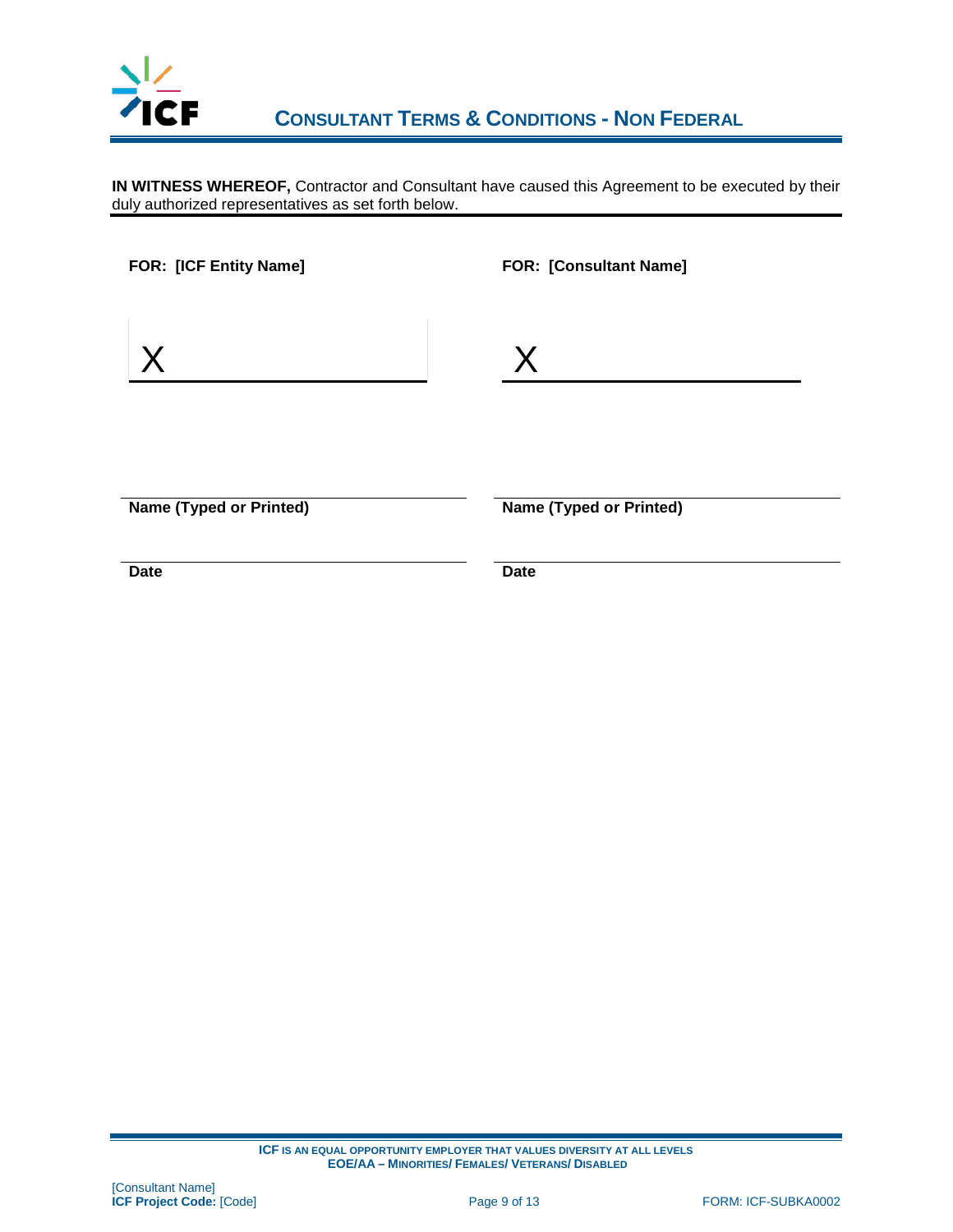**IN WITNESS WHEREOF,** Contractor and Consultant have caused this Agreement to be executed by their duly authorized representatives as set forth below.

| **FOR: [ICF Entity Name]** | **FOR: [Consultant Name]** |
|---|---|
| X ______________________ | X ______________________ |
| ______________________ | ______________________ |
| **Name (Typed or Printed)** | **Name (Typed or Printed)** |
| ______________________ | ______________________ |
| **Date** | **Date** |

**ICF IS AN EQUAL OPPORTUNITY EMPLOYER THAT VALUES DIVERSITY AT ALL LEVELS**
**EOE/AA – MINORITIES/ FEMALES/ VETERANS/ DISABLED**

[Consultant Name]
**ICF Project Code:** [Code]

FORM: ICF-SUBKA0002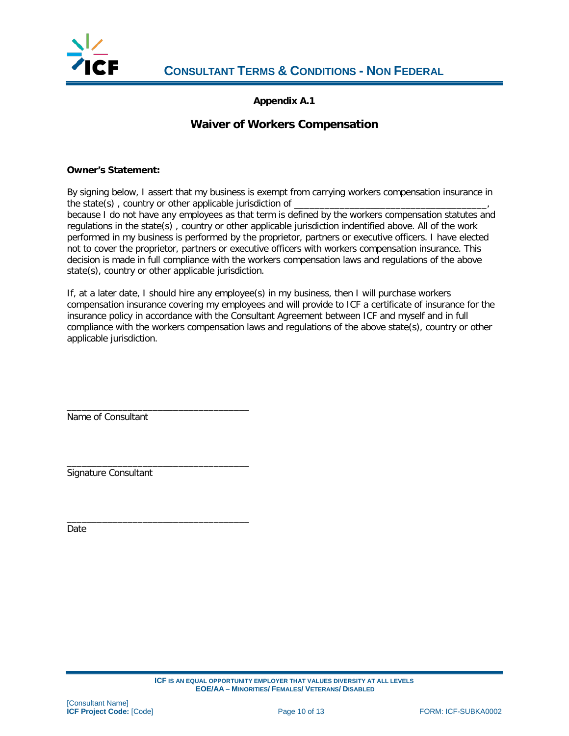**Appendix A.1**

## Waiver of Workers Compensation

**Owner's Statement:**

By signing below, I assert that my business is exempt from carrying workers compensation insurance in the state(s) , country or other applicable jurisdiction of _____________________________________, because I do not have any employees as that term is defined by the workers compensation statutes and regulations in the state(s) , country or other applicable jurisdiction indentified above. All of the work performed in my business is performed by the proprietor, partners or executive officers. I have elected not to cover the proprietor, partners or executive officers with workers compensation insurance. This decision is made in full compliance with the workers compensation laws and regulations of the above state(s), country or other applicable jurisdiction.

If, at a later date, I should hire any employee(s) in my business, then I will purchase workers compensation insurance covering my employees and will provide to ICF a certificate of insurance for the insurance policy in accordance with the Consultant Agreement between ICF and myself and in full compliance with the workers compensation laws and regulations of the above state(s), country or other applicable jurisdiction.

___________________________________
Name of Consultant

___________________________________
Signature Consultant

___________________________________
Date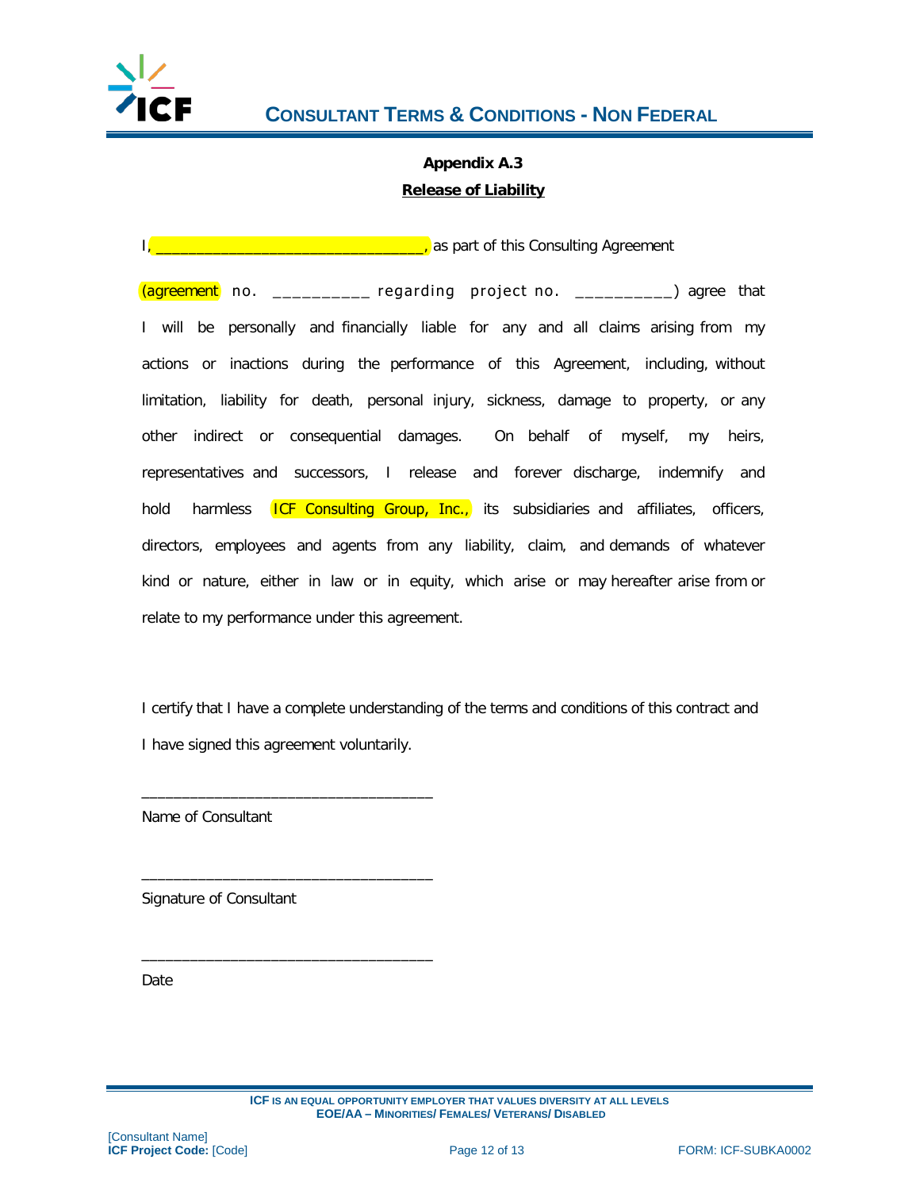## Appendix A.3

**Release of Liability**

I, _______________________________, as part of this Consulting Agreement

(agreement no. __________ regarding project no. __________) agree that I will be personally and financially liable for any and all claims arising from my actions or inactions during the performance of this Agreement, including, without limitation, liability for death, personal injury, sickness, damage to property, or any other indirect or consequential damages. On behalf of myself, my heirs, representatives and successors, I release and forever discharge, indemnify and hold harmless ICF Consulting Group, Inc., its subsidiaries and affiliates, officers, directors, employees and agents from any liability, claim, and demands of whatever kind or nature, either in law or in equity, which arise or may hereafter arise from or relate to my performance under this agreement.

I certify that I have a complete understanding of the terms and conditions of this contract and I have signed this agreement voluntarily.

___________________________________

Name of Consultant

___________________________________

Signature of Consultant

___________________________________

Date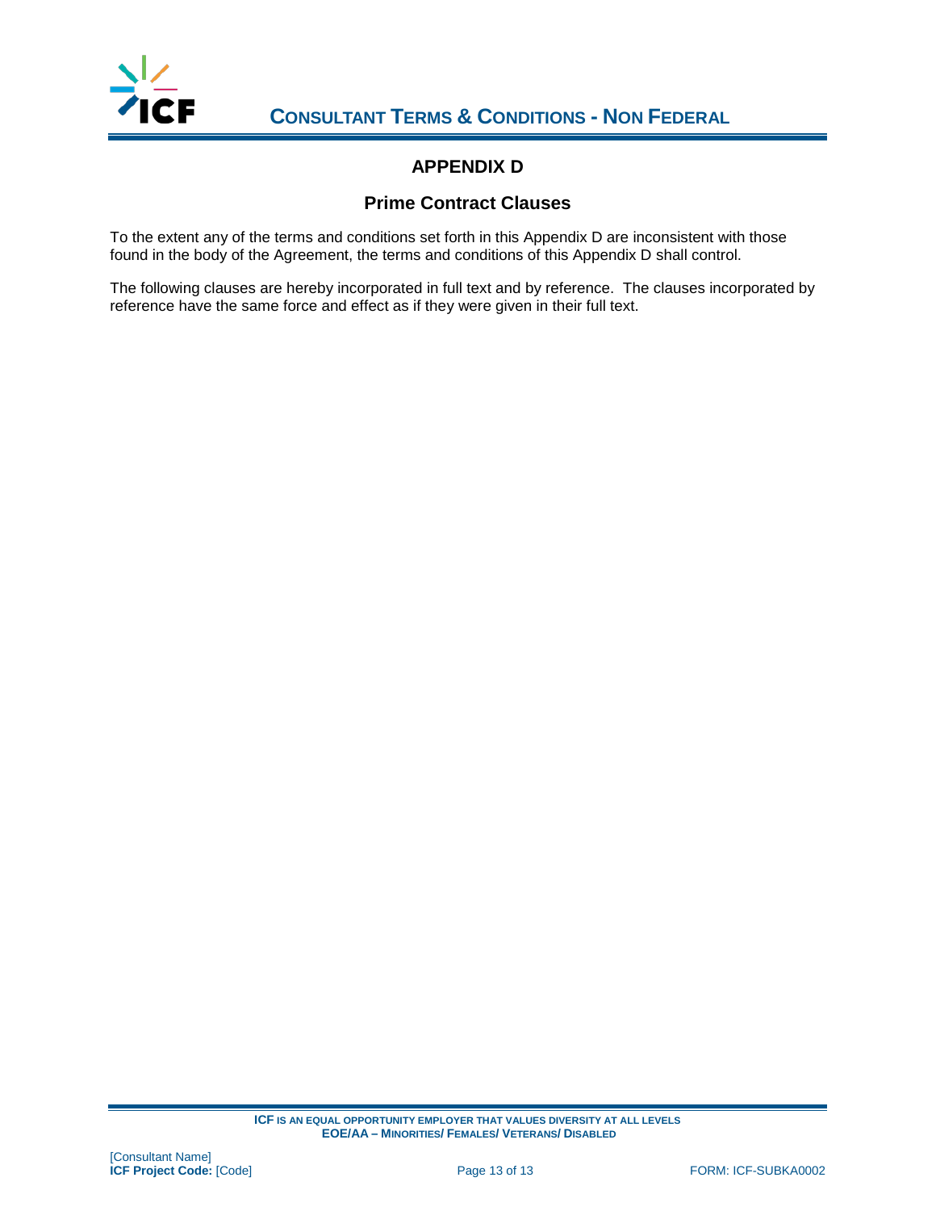## APPENDIX D

### Prime Contract Clauses

To the extent any of the terms and conditions set forth in this Appendix D are inconsistent with those found in the body of the Agreement, the terms and conditions of this Appendix D shall control.

The following clauses are hereby incorporated in full text and by reference. The clauses incorporated by reference have the same force and effect as if they were given in their full text.